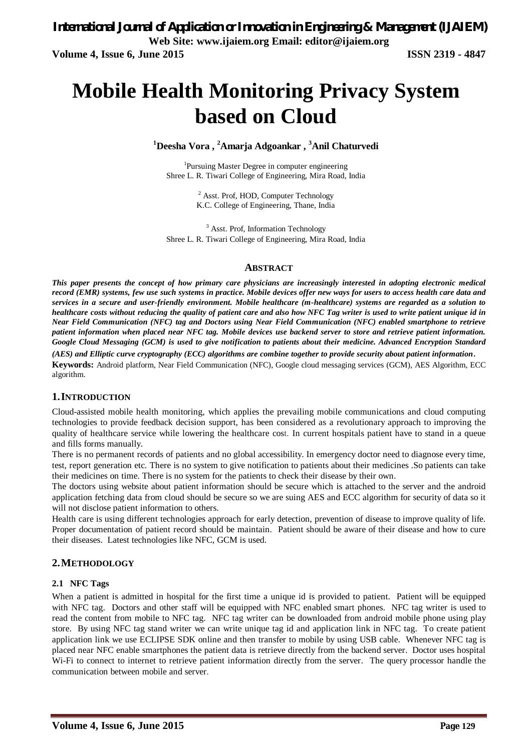# Mobile Health Monitoring Privacy System based on Cloud

**[1]Deesha Vora , [2]Amarja Adgoankar , [3]Anil Chaturvedi**

[1]Pursuing Master Degree in computer engineering
Shree L. R. Tiwari College of Engineering, Mira Road, India

[2] Asst. Prof, HOD, Computer Technology
K.C. College of Engineering, Thane, India

[3] Asst. Prof, Information Technology
Shree L. R. Tiwari College of Engineering, Mira Road, India

## ABSTRACT

***This paper presents the concept of how primary care physicians are increasingly interested in adopting electronic medical record (EMR) systems, few use such systems in practice. Mobile devices offer new ways for users to access health care data and services in a secure and user-friendly environment. Mobile healthcare (m-healthcare) systems are regarded as a solution to healthcare costs without reducing the quality of patient care and also how NFC Tag writer is used to write patient unique id in Near Field Communication (NFC) tag and Doctors using Near Field Communication (NFC) enabled smartphone to retrieve patient information when placed near NFC tag. Mobile devices use backend server to store and retrieve patient information. Google Cloud Messaging (GCM) is used to give notification to patients about their medicine. Advanced Encryption Standard (AES) and Elliptic curve cryptography (ECC) algorithms are combine together to provide security about patient information.***

**Keywords:** Android platform, Near Field Communication (NFC), Google cloud messaging services (GCM), AES Algorithm, ECC algorithm.

## 1. INTRODUCTION

Cloud-assisted mobile health monitoring, which applies the prevailing mobile communications and cloud computing technologies to provide feedback decision support, has been considered as a revolutionary approach to improving the quality of healthcare service while lowering the healthcare cost. In current hospitals patient have to stand in a queue and fills forms manually.

There is no permanent records of patients and no global accessibility. In emergency doctor need to diagnose every time, test, report generation etc. There is no system to give notification to patients about their medicines .So patients can take their medicines on time. There is no system for the patients to check their disease by their own.

The doctors using website about patient information should be secure which is attached to the server and the android application fetching data from cloud should be secure so we are suing AES and ECC algorithm for security of data so it will not disclose patient information to others.

Health care is using different technologies approach for early detection, prevention of disease to improve quality of life. Proper documentation of patient record should be maintain. Patient should be aware of their disease and how to cure their diseases. Latest technologies like NFC, GCM is used.

## 2. METHODOLOGY

### 2.1 NFC Tags

When a patient is admitted in hospital for the first time a unique id is provided to patient. Patient will be equipped with NFC tag. Doctors and other staff will be equipped with NFC enabled smart phones. NFC tag writer is used to read the content from mobile to NFC tag. NFC tag writer can be downloaded from android mobile phone using play store. By using NFC tag stand writer we can write unique tag id and application link in NFC tag. To create patient application link we use ECLIPSE SDK online and then transfer to mobile by using USB cable. Whenever NFC tag is placed near NFC enable smartphones the patient data is retrieve directly from the backend server. Doctor uses hospital Wi-Fi to connect to internet to retrieve patient information directly from the server. The query processor handle the communication between mobile and server.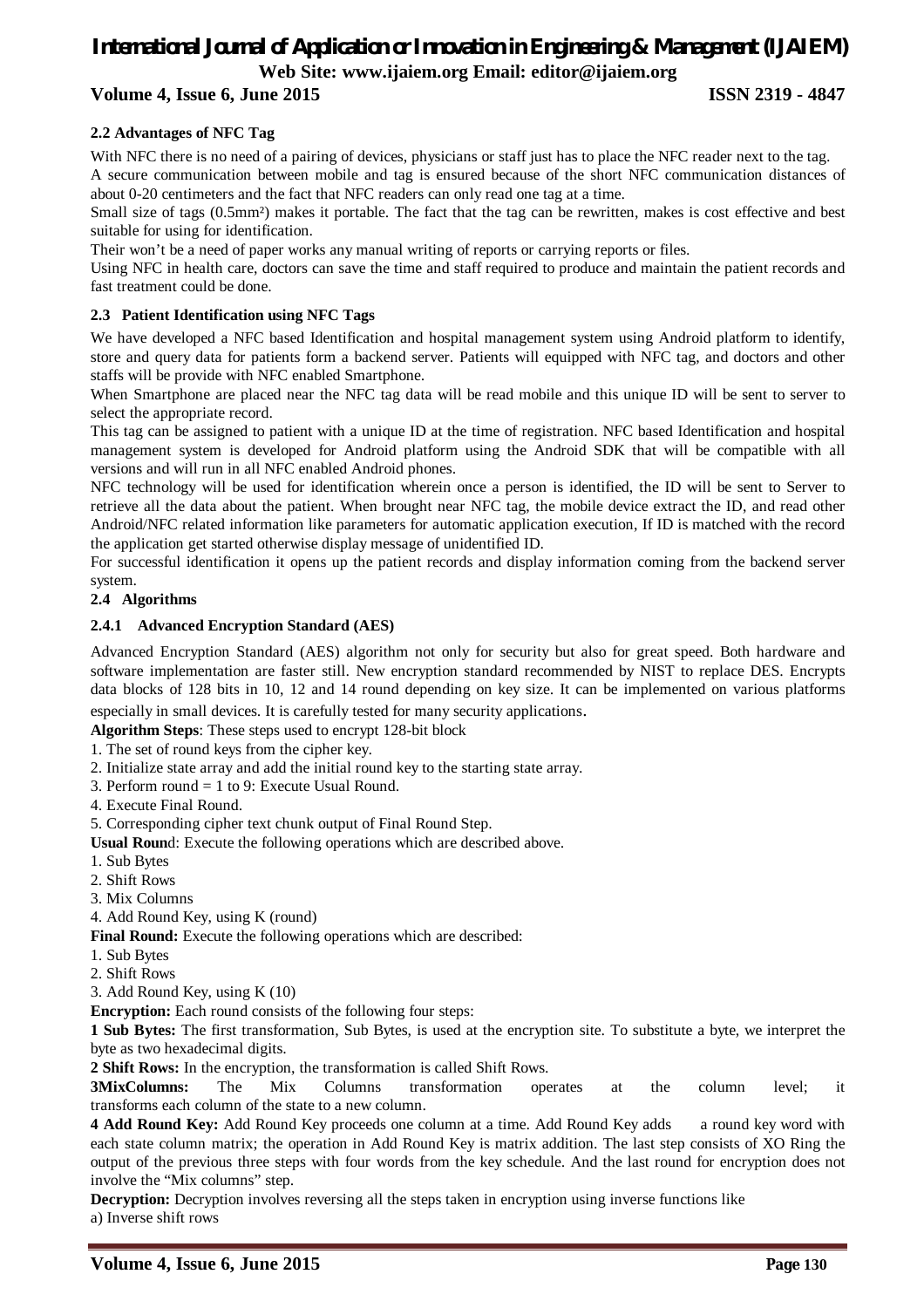### 2.2 Advantages of NFC Tag

With NFC there is no need of a pairing of devices, physicians or staff just has to place the NFC reader next to the tag.
A secure communication between mobile and tag is ensured because of the short NFC communication distances of about 0-20 centimeters and the fact that NFC readers can only read one tag at a time.
Small size of tags (0.5mm²) makes it portable. The fact that the tag can be rewritten, makes is cost effective and best suitable for using for identification.
Their won't be a need of paper works any manual writing of reports or carrying reports or files.
Using NFC in health care, doctors can save the time and staff required to produce and maintain the patient records and fast treatment could be done.

### 2.3 Patient Identification using NFC Tags

We have developed a NFC based Identification and hospital management system using Android platform to identify, store and query data for patients form a backend server. Patients will equipped with NFC tag, and doctors and other staffs will be provide with NFC enabled Smartphone.
When Smartphone are placed near the NFC tag data will be read mobile and this unique ID will be sent to server to select the appropriate record.
This tag can be assigned to patient with a unique ID at the time of registration. NFC based Identification and hospital management system is developed for Android platform using the Android SDK that will be compatible with all versions and will run in all NFC enabled Android phones.
NFC technology will be used for identification wherein once a person is identified, the ID will be sent to Server to retrieve all the data about the patient. When brought near NFC tag, the mobile device extract the ID, and read other Android/NFC related information like parameters for automatic application execution, If ID is matched with the record the application get started otherwise display message of unidentified ID.
For successful identification it opens up the patient records and display information coming from the backend server system.

### 2.4 Algorithms

#### 2.4.1 Advanced Encryption Standard (AES)

Advanced Encryption Standard (AES) algorithm not only for security but also for great speed. Both hardware and software implementation are faster still. New encryption standard recommended by NIST to replace DES. Encrypts data blocks of 128 bits in 10, 12 and 14 round depending on key size. It can be implemented on various platforms especially in small devices. It is carefully tested for many security applications.

**Algorithm Steps**: These steps used to encrypt 128-bit block

1. The set of round keys from the cipher key.
2. Initialize state array and add the initial round key to the starting state array.
3. Perform round = 1 to 9: Execute Usual Round.
4. Execute Final Round.
5. Corresponding cipher text chunk output of Final Round Step.

**Usual Roun**d: Execute the following operations which are described above.

1. Sub Bytes
2. Shift Rows
3. Mix Columns
4. Add Round Key, using K (round)

**Final Round:** Execute the following operations which are described:

1. Sub Bytes
2. Shift Rows
3. Add Round Key, using K (10)

**Encryption:** Each round consists of the following four steps:

**1 Sub Bytes:** The first transformation, Sub Bytes, is used at the encryption site. To substitute a byte, we interpret the byte as two hexadecimal digits.

**2 Shift Rows:** In the encryption, the transformation is called Shift Rows.

**3MixColumns:** The Mix Columns transformation operates at the column level; it transforms each column of the state to a new column.

**4 Add Round Key:** Add Round Key proceeds one column at a time. Add Round Key adds a round key word with each state column matrix; the operation in Add Round Key is matrix addition. The last step consists of XO Ring the output of the previous three steps with four words from the key schedule. And the last round for encryption does not involve the "Mix columns" step.

**Decryption:** Decryption involves reversing all the steps taken in encryption using inverse functions like

a) Inverse shift rows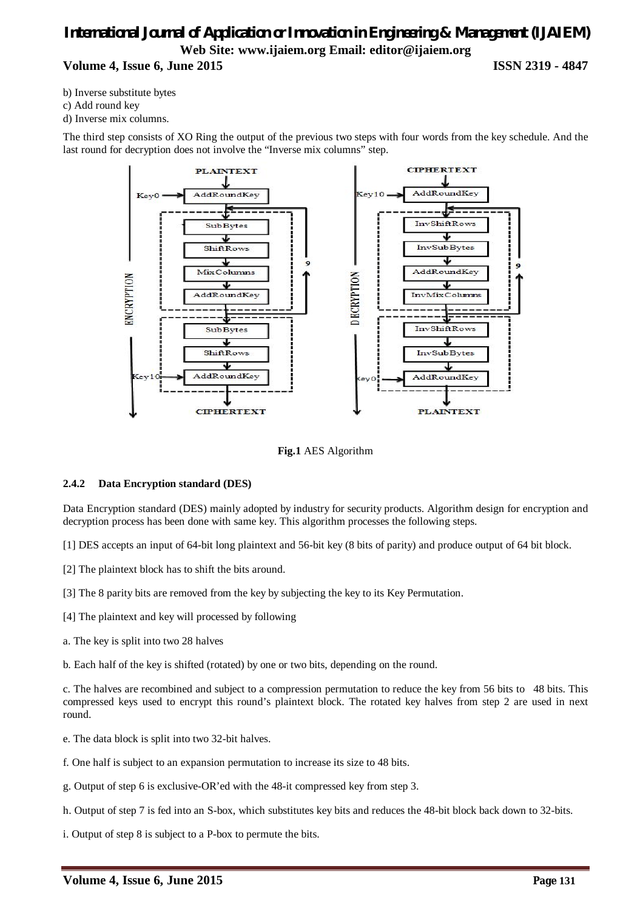b) Inverse substitute bytes

c) Add round key

d) Inverse mix columns.

The third step consists of XO Ring the output of the previous two steps with four words from the key schedule. And the last round for decryption does not involve the "Inverse mix columns" step.

**Fig.1** AES Algorithm

### 2.4.2 Data Encryption standard (DES)

Data Encryption standard (DES) mainly adopted by industry for security products. Algorithm design for encryption and decryption process has been done with same key. This algorithm processes the following steps.

[1] DES accepts an input of 64-bit long plaintext and 56-bit key (8 bits of parity) and produce output of 64 bit block.

[2] The plaintext block has to shift the bits around.

[3] The 8 parity bits are removed from the key by subjecting the key to its Key Permutation.

[4] The plaintext and key will processed by following

a. The key is split into two 28 halves

b. Each half of the key is shifted (rotated) by one or two bits, depending on the round.

c. The halves are recombined and subject to a compression permutation to reduce the key from 56 bits to 48 bits. This compressed keys used to encrypt this round's plaintext block. The rotated key halves from step 2 are used in next round.

e. The data block is split into two 32-bit halves.

f. One half is subject to an expansion permutation to increase its size to 48 bits.

g. Output of step 6 is exclusive-OR'ed with the 48-it compressed key from step 3.

h. Output of step 7 is fed into an S-box, which substitutes key bits and reduces the 48-bit block back down to 32-bits.

i. Output of step 8 is subject to a P-box to permute the bits.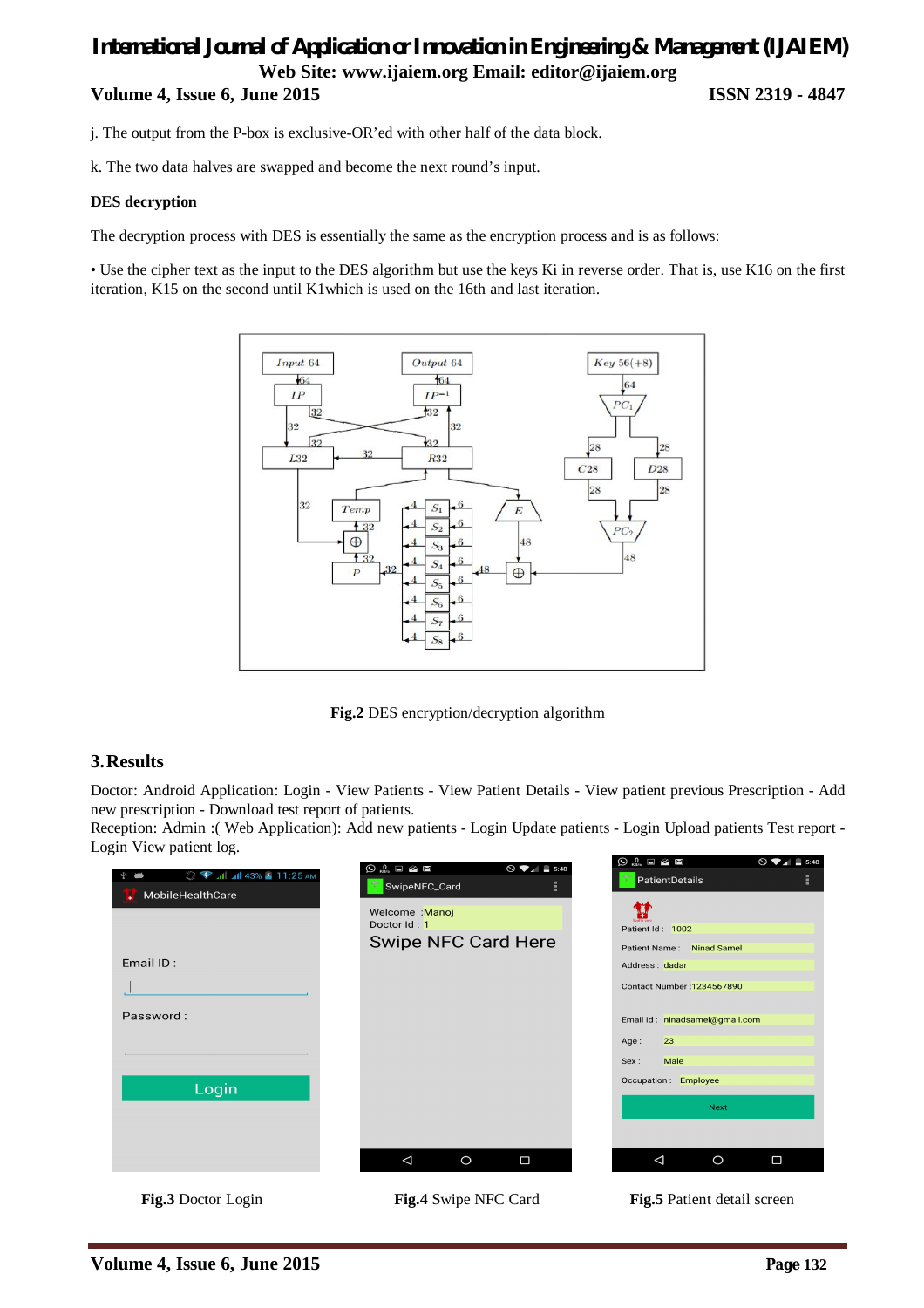j. The output from the P-box is exclusive-OR'ed with other half of the data block.

k. The two data halves are swapped and become the next round's input.

**DES decryption**

The decryption process with DES is essentially the same as the encryption process and is as follows:

• Use the cipher text as the input to the DES algorithm but use the keys Ki in reverse order. That is, use K16 on the first iteration, K15 on the second until K1which is used on the 16th and last iteration.

**Fig.2** DES encryption/decryption algorithm

## 3. Results

Doctor: Android Application: Login - View Patients - View Patient Details - View patient previous Prescription - Add new prescription - Download test report of patients.
Reception: Admin :( Web Application): Add new patients - Login Update patients - Login Upload patients Test report - Login View patient log.

**Fig.3** Doctor Login

**Fig.4** Swipe NFC Card

**Fig.5** Patient detail screen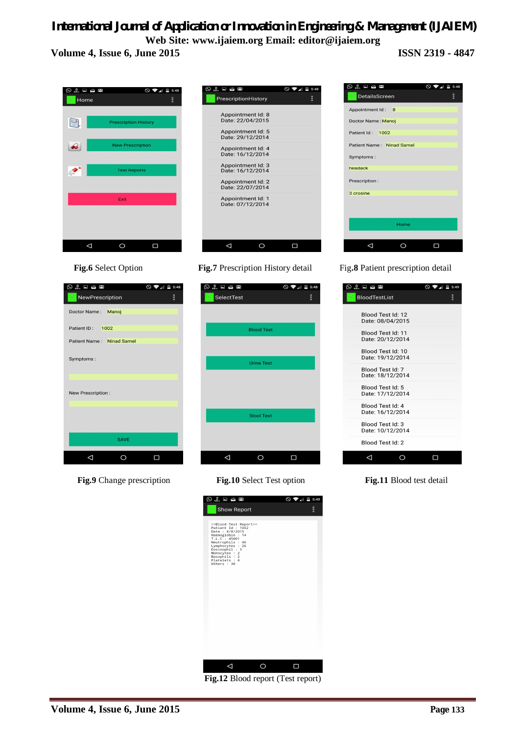**Fig.6** Select Option

**Fig.7** Prescription History detail

Fig.**8** Patient prescription detail

**Fig.9** Change prescription

**Fig.10** Select Test option

**Fig.11** Blood test detail

**Fig.12** Blood report (Test report)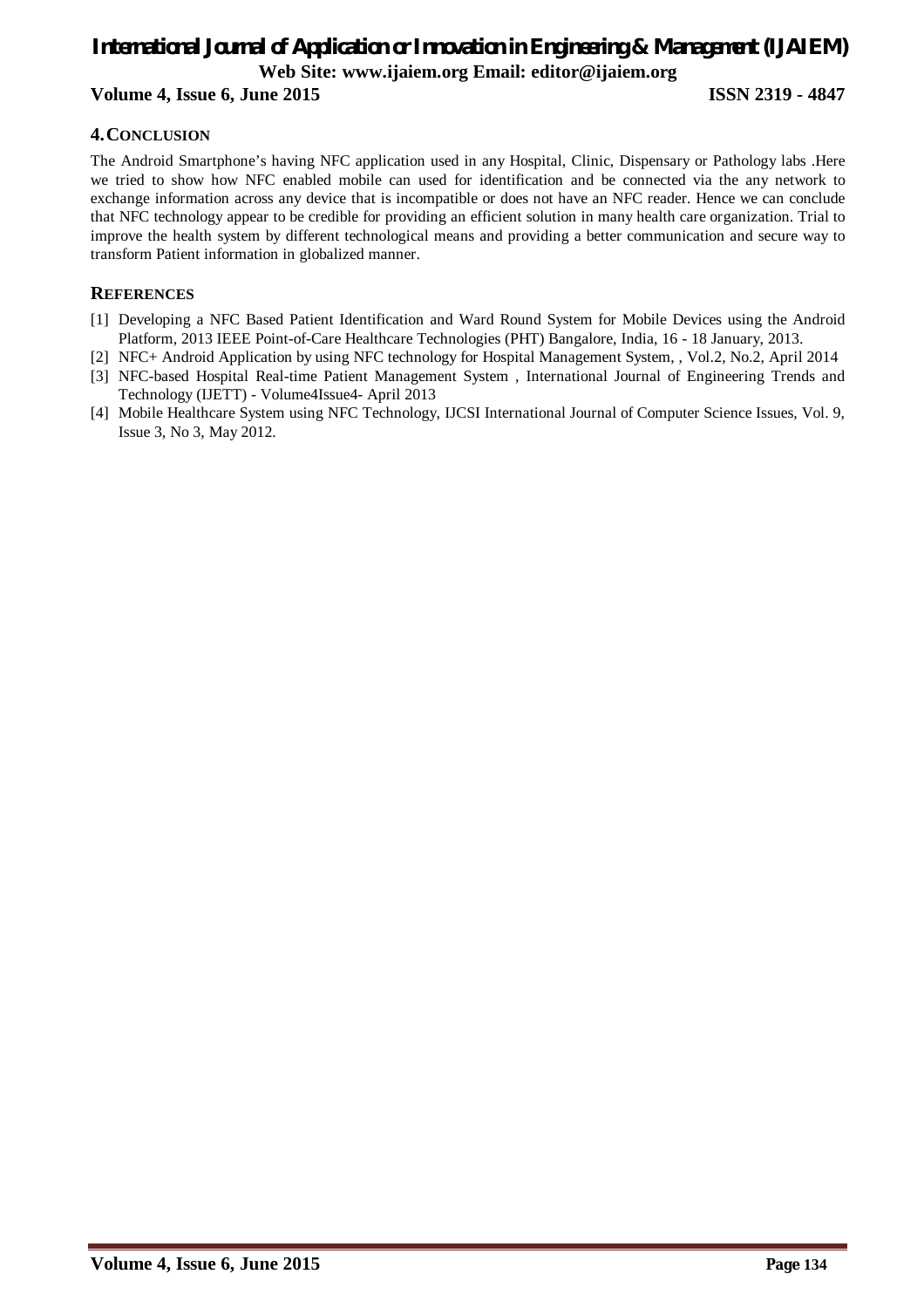## 4. Conclusion

The Android Smartphone's having NFC application used in any Hospital, Clinic, Dispensary or Pathology labs .Here we tried to show how NFC enabled mobile can used for identification and be connected via the any network to exchange information across any device that is incompatible or does not have an NFC reader. Hence we can conclude that NFC technology appear to be credible for providing an efficient solution in many health care organization. Trial to improve the health system by different technological means and providing a better communication and secure way to transform Patient information in globalized manner.

## References

[1] Developing a NFC Based Patient Identification and Ward Round System for Mobile Devices using the Android Platform, 2013 IEEE Point-of-Care Healthcare Technologies (PHT) Bangalore, India, 16 - 18 January, 2013.

[2] NFC+ Android Application by using NFC technology for Hospital Management System, , Vol.2, No.2, April 2014

[3] NFC-based Hospital Real-time Patient Management System , International Journal of Engineering Trends and Technology (IJETT) - Volume4Issue4- April 2013

[4] Mobile Healthcare System using NFC Technology, IJCSI International Journal of Computer Science Issues, Vol. 9, Issue 3, No 3, May 2012.